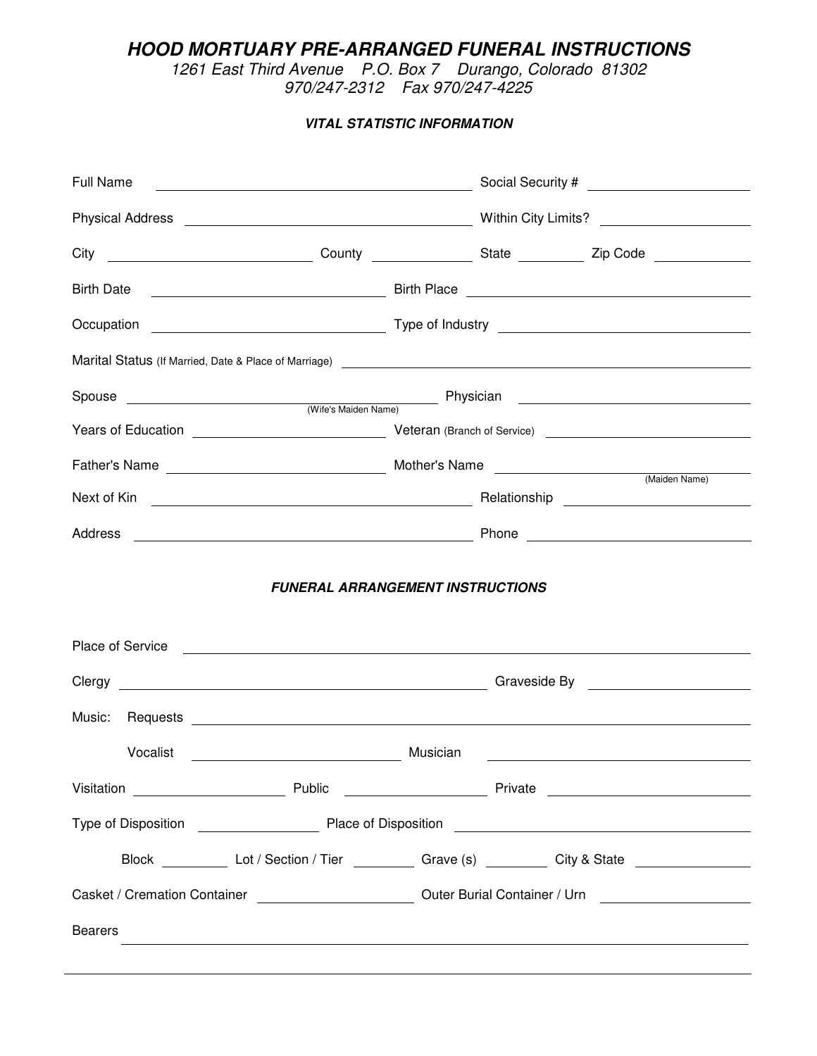# *HOOD MORTUARY PRE-ARRANGED FUNERAL INSTRUCTIONS*

*1261 East Third Avenue P.O. Box 7 Durango, Colorado 81302*
*970/247-2312 Fax 970/247-4225*

### *VITAL STATISTIC INFORMATION*

Full Name ______________________________ Social Security # ______________

Physical Address ______________________________ Within City Limits? ______________

City ______________ County ______________ State ________ Zip Code __________

Birth Date ______________________ Birth Place ______________________________

Occupation ______________________ Type of Industry ______________________

Marital Status (If Married, Date & Place of Marriage) ______________________________

Spouse ______________________________ (Wife's Maiden Name) Physician ______________________

Years of Education ______________________ Veteran (Branch of Service) ______________________

Father's Name ______________________ Mother's Name ______________________ (Maiden Name)

Next of Kin ______________________________ Relationship ______________________

Address ______________________________ Phone ______________________

### *FUNERAL ARRANGEMENT INSTRUCTIONS*

Place of Service ____________________________________________________________

Clergy ______________________________ Graveside By ______________________

Music: Requests ____________________________________________________________

Vocalist ______________________ Musician ______________________

Visitation ______________ Public ______________ Private ______________

Type of Disposition ______________ Place of Disposition ______________________________

Block ________ Lot / Section / Tier ________ Grave (s) ________ City & State ______________

Casket / Cremation Container ______________________ Outer Burial Container / Urn ______________________

Bearers ____________________________________________________________

____________________________________________________________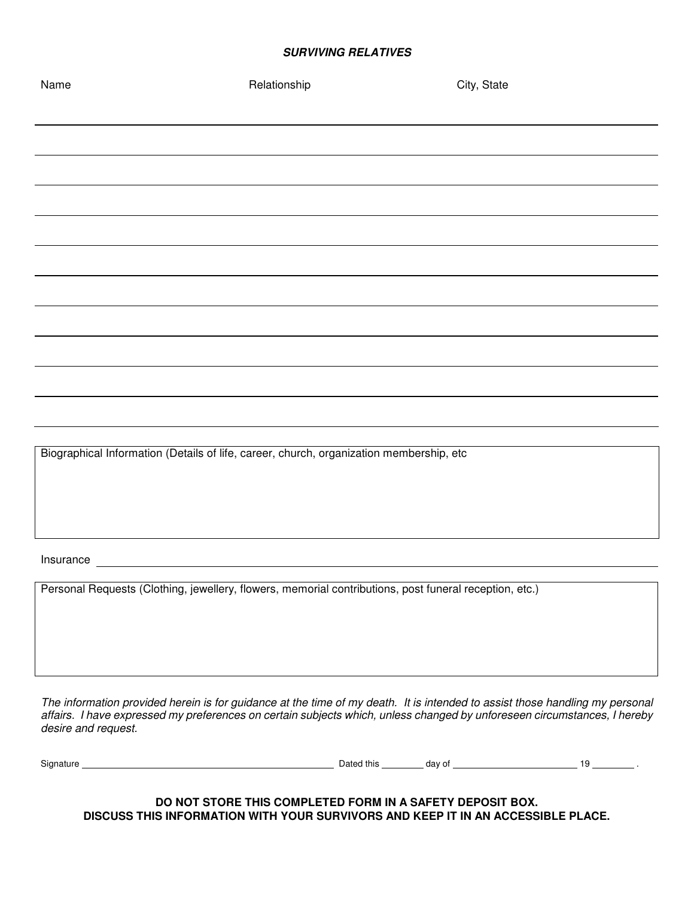***SURVIVING RELATIVES***

| Name | Relationship | City, State |
|---|---|---|
| | | |
| | | |
| | | |
| | | |
| | | |
| | | |
| | | |
| | | |
| | | |
| | | |

Biographical Information (Details of life, career, church, organization membership, etc

Insurance ______________________________________________

Personal Requests (Clothing, jewellery, flowers, memorial contributions, post funeral reception, etc.)

*The information provided herein is for guidance at the time of my death. It is intended to assist those handling my personal affairs. I have expressed my preferences on certain subjects which, unless changed by unforeseen circumstances, I hereby desire and request.*

Signature ______________________________ Dated this ________ day of ________________ 19 ________ .

**DO NOT STORE THIS COMPLETED FORM IN A SAFETY DEPOSIT BOX.**
**DISCUSS THIS INFORMATION WITH YOUR SURVIVORS AND KEEP IT IN AN ACCESSIBLE PLACE.**